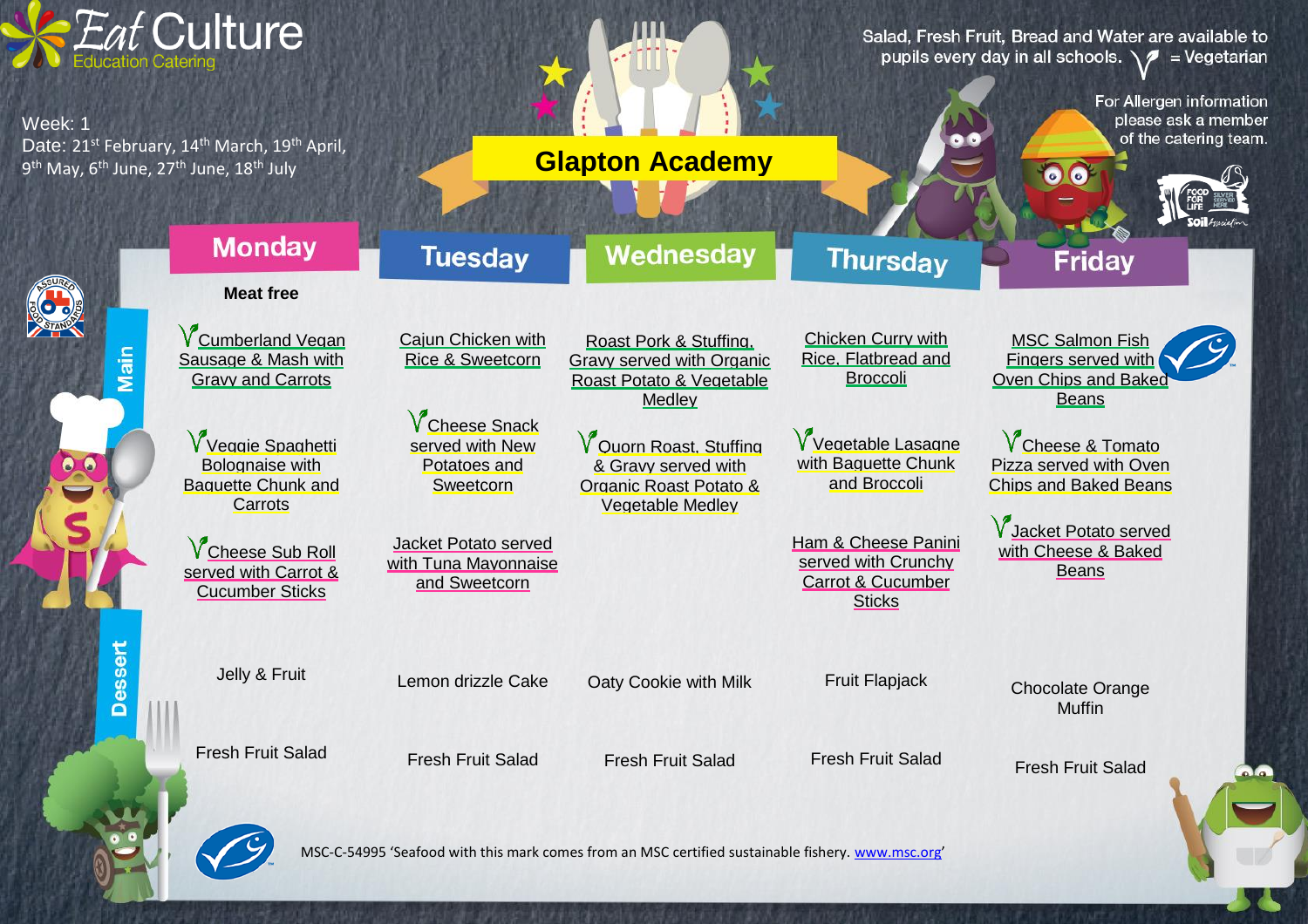# Eat Culture

Education Catering

Week: 1
Date: 21st February, 14th March, 19th April, 9th May, 6th June, 27th June, 18th July

## Glapton Academy

Salad, Fresh Fruit, Bread and Water are available to pupils every day in all schools. V = Vegetarian

For Allergen information please ask a member of the catering team.

| | Monday | Tuesday | Wednesday | Thursday | Friday |
|---|---|---|---|---|---|
| | **Meat free** | | | | |
| **Main** | V Cumberland Vegan Sausage & Mash with Gravy and Carrots | Cajun Chicken with Rice & Sweetcorn | Roast Pork & Stuffing, Gravy served with Organic Roast Potato & Vegetable Medley | Chicken Curry with Rice, Flatbread and Broccoli | MSC Salmon Fish Fingers served with Oven Chips and Baked Beans |
| | V Veggie Spaghetti Bolognaise with Baguette Chunk and Carrots | V Cheese Snack served with New Potatoes and Sweetcorn | V Quorn Roast, Stuffing & Gravy served with Organic Roast Potato & Vegetable Medley | V Vegetable Lasagne with Baguette Chunk and Broccoli | V Cheese & Tomato Pizza served with Oven Chips and Baked Beans |
| | V Cheese Sub Roll served with Carrot & Cucumber Sticks | Jacket Potato served with Tuna Mayonnaise and Sweetcorn | | Ham & Cheese Panini served with Crunchy Carrot & Cucumber Sticks | V Jacket Potato served with Cheese & Baked Beans |
| **Dessert** | Jelly & Fruit | Lemon drizzle Cake | Oaty Cookie with Milk | Fruit Flapjack | Chocolate Orange Muffin |
| | Fresh Fruit Salad | Fresh Fruit Salad | Fresh Fruit Salad | Fresh Fruit Salad | Fresh Fruit Salad |

MSC-C-54995 'Seafood with this mark comes from an MSC certified sustainable fishery. www.msc.org'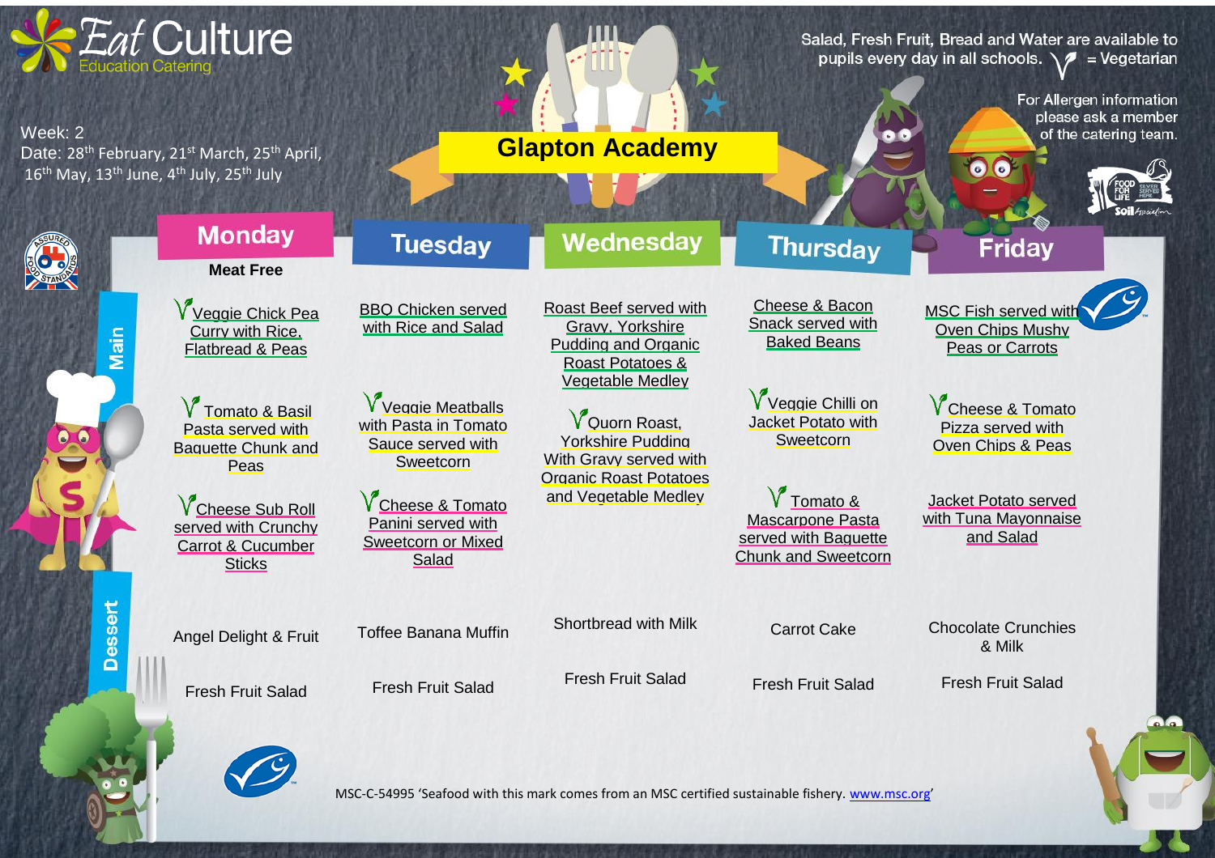# Eat Culture
Education Catering

Salad, Fresh Fruit, Bread and Water are available to pupils every day in all schools. V = Vegetarian

For Allergen information please ask a member of the catering team.

Week: 2
Date: 28th February, 21st March, 25th April, 16th May, 13th June, 4th July, 25th July

## Glapton Academy

| | Monday (Meat Free) | Tuesday | Wednesday | Thursday | Friday |
|---|---|---|---|---|---|
| Main | V Veggie Chick Pea Curry with Rice, Flatbread & Peas | BBQ Chicken served with Rice and Salad | Roast Beef served with Gravy, Yorkshire Pudding and Organic Roast Potatoes & Vegetable Medley | Cheese & Bacon Snack served with Baked Beans | MSC Fish served with Oven Chips Mushy Peas or Carrots |
| | V Tomato & Basil Pasta served with Baguette Chunk and Peas | V Veggie Meatballs with Pasta in Tomato Sauce served with Sweetcorn | V Quorn Roast, Yorkshire Pudding With Gravy served with Organic Roast Potatoes and Vegetable Medley | V Veggie Chilli on Jacket Potato with Sweetcorn | V Cheese & Tomato Pizza served with Oven Chips & Peas |
| | V Cheese Sub Roll served with Crunchy Carrot & Cucumber Sticks | V Cheese & Tomato Panini served with Sweetcorn or Mixed Salad | | V Tomato & Mascarpone Pasta served with Baguette Chunk and Sweetcorn | Jacket Potato served with Tuna Mayonnaise and Salad |
| Dessert | Angel Delight & Fruit | Toffee Banana Muffin | Shortbread with Milk | Carrot Cake | Chocolate Crunchies & Milk |
| | Fresh Fruit Salad | Fresh Fruit Salad | Fresh Fruit Salad | Fresh Fruit Salad | Fresh Fruit Salad |

MSC-C-54995 'Seafood with this mark comes from an MSC certified sustainable fishery. www.msc.org'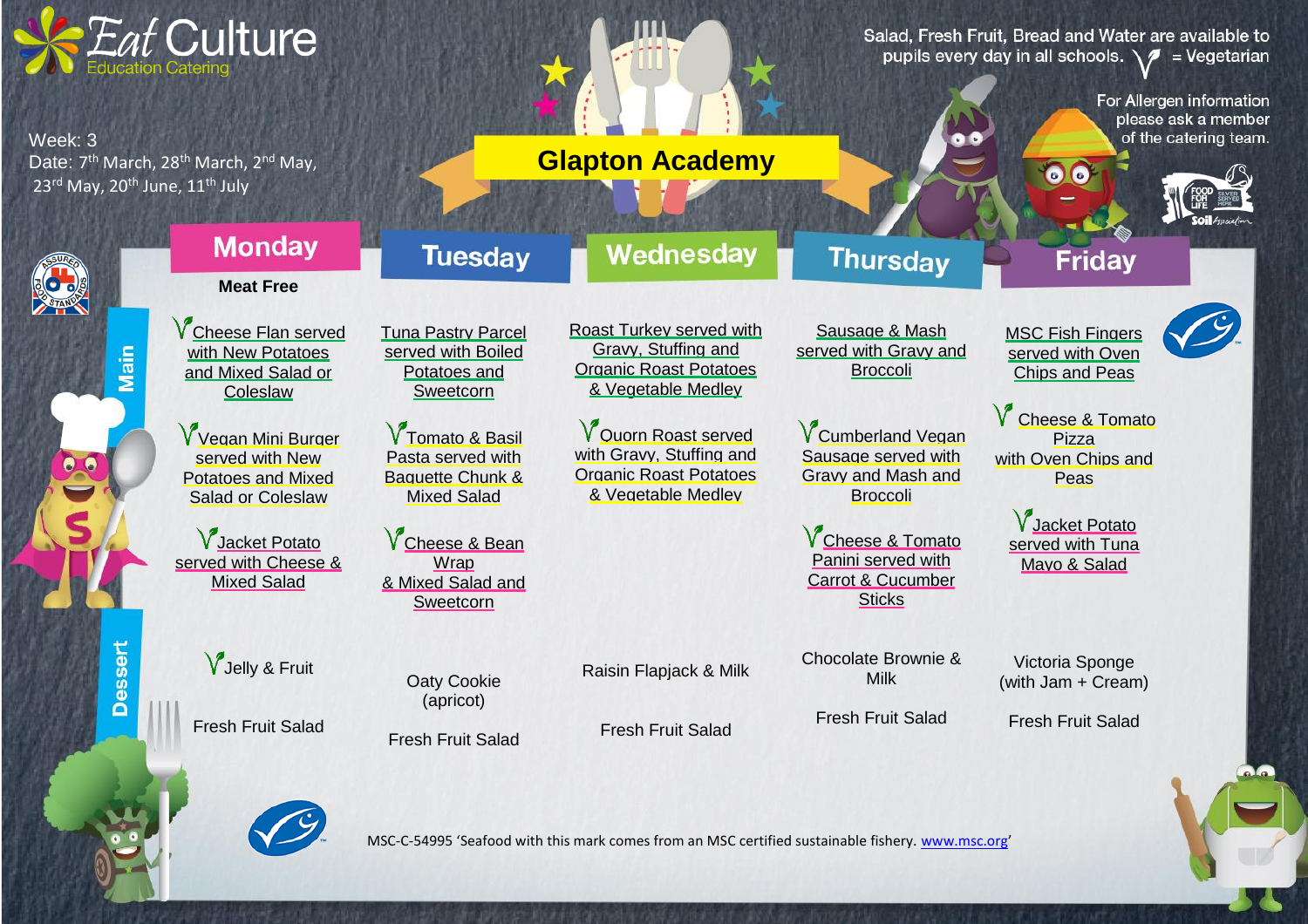# Eat Culture
Education Catering

Week: 3
Date: 7th March, 28th March, 2nd May, 23rd May, 20th June, 11th July

## Glapton Academy

Salad, Fresh Fruit, Bread and Water are available to pupils every day in all schools. V = Vegetarian

For Allergen information please ask a member of the catering team.

| | Monday | Tuesday | Wednesday | Thursday | Friday |
|---|---|---|---|---|---|
| | Meat Free | | | | |
| Main | V Cheese Flan served with New Potatoes and Mixed Salad or Coleslaw | Tuna Pastry Parcel served with Boiled Potatoes and Sweetcorn | Roast Turkey served with Gravy, Stuffing and Organic Roast Potatoes & Vegetable Medley | Sausage & Mash served with Gravy and Broccoli | MSC Fish Fingers served with Oven Chips and Peas |
| | V Vegan Mini Burger served with New Potatoes and Mixed Salad or Coleslaw | V Tomato & Basil Pasta served with Baguette Chunk & Mixed Salad | V Quorn Roast served with Gravy, Stuffing and Organic Roast Potatoes & Vegetable Medley | V Cumberland Vegan Sausage served with Gravy and Mash and Broccoli | V Cheese & Tomato Pizza with Oven Chips and Peas |
| | V Jacket Potato served with Cheese & Mixed Salad | V Cheese & Bean Wrap & Mixed Salad and Sweetcorn | | V Cheese & Tomato Panini served with Carrot & Cucumber Sticks | V Jacket Potato served with Tuna Mayo & Salad |
| Dessert | V Jelly & Fruit | Oaty Cookie (apricot) | Raisin Flapjack & Milk | Chocolate Brownie & Milk | Victoria Sponge (with Jam + Cream) |
| | Fresh Fruit Salad | Fresh Fruit Salad | Fresh Fruit Salad | Fresh Fruit Salad | Fresh Fruit Salad |

MSC-C-54995 'Seafood with this mark comes from an MSC certified sustainable fishery. www.msc.org'